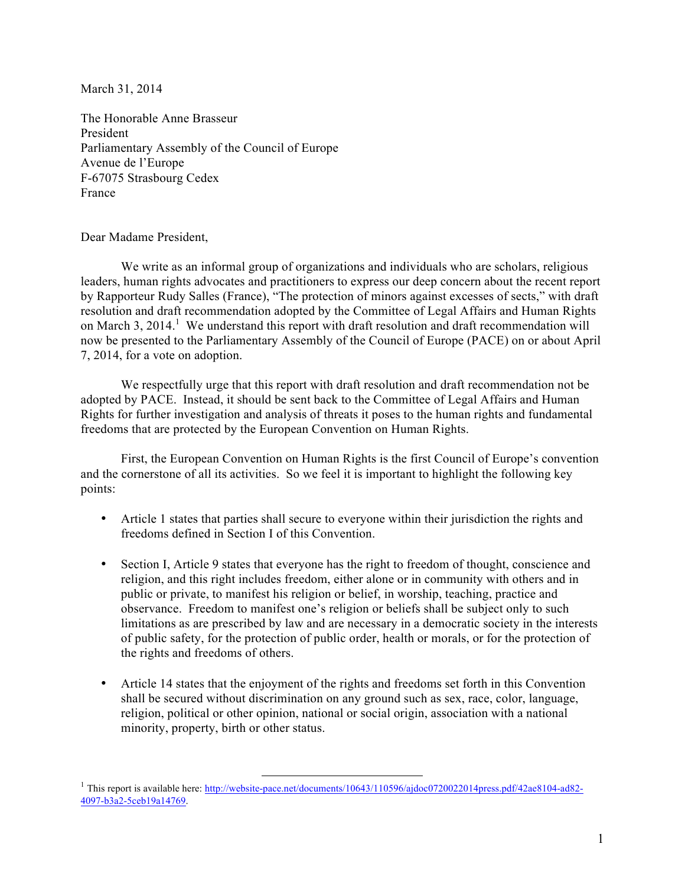March 31, 2014

The Honorable Anne Brasseur  
President  
Parliamentary Assembly of the Council of Europe  
Avenue de l'Europe  
F-67075 Strasbourg Cedex  
France

Dear Madame President,

We write as an informal group of organizations and individuals who are scholars, religious leaders, human rights advocates and practitioners to express our deep concern about the recent report by Rapporteur Rudy Salles (France), "The protection of minors against excesses of sects," with draft resolution and draft recommendation adopted by the Committee of Legal Affairs and Human Rights on March 3, 2014.[1] We understand this report with draft resolution and draft recommendation will now be presented to the Parliamentary Assembly of the Council of Europe (PACE) on or about April 7, 2014, for a vote on adoption.

We respectfully urge that this report with draft resolution and draft recommendation not be adopted by PACE. Instead, it should be sent back to the Committee of Legal Affairs and Human Rights for further investigation and analysis of threats it poses to the human rights and fundamental freedoms that are protected by the European Convention on Human Rights.

First, the European Convention on Human Rights is the first Council of Europe's convention and the cornerstone of all its activities. So we feel it is important to highlight the following key points:

- Article 1 states that parties shall secure to everyone within their jurisdiction the rights and freedoms defined in Section I of this Convention.
- Section I, Article 9 states that everyone has the right to freedom of thought, conscience and religion, and this right includes freedom, either alone or in community with others and in public or private, to manifest his religion or belief, in worship, teaching, practice and observance. Freedom to manifest one's religion or beliefs shall be subject only to such limitations as are prescribed by law and are necessary in a democratic society in the interests of public safety, for the protection of public order, health or morals, or for the protection of the rights and freedoms of others.
- Article 14 states that the enjoyment of the rights and freedoms set forth in this Convention shall be secured without discrimination on any ground such as sex, race, color, language, religion, political or other opinion, national or social origin, association with a national minority, property, birth or other status.

[1] This report is available here: http://website-pace.net/documents/10643/110596/ajdoc0720022014press.pdf/42ae8104-ad82-4097-b3a2-5ceb19a14769.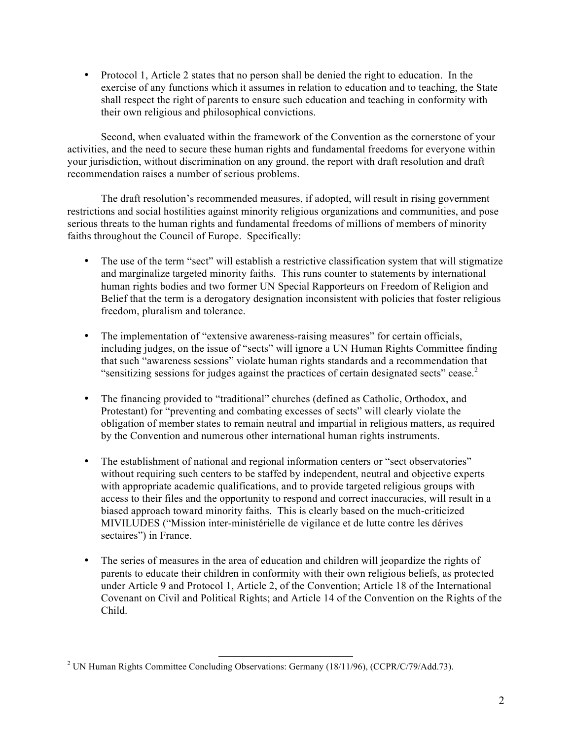- Protocol 1, Article 2 states that no person shall be denied the right to education. In the exercise of any functions which it assumes in relation to education and to teaching, the State shall respect the right of parents to ensure such education and teaching in conformity with their own religious and philosophical convictions.

Second, when evaluated within the framework of the Convention as the cornerstone of your activities, and the need to secure these human rights and fundamental freedoms for everyone within your jurisdiction, without discrimination on any ground, the report with draft resolution and draft recommendation raises a number of serious problems.

The draft resolution's recommended measures, if adopted, will result in rising government restrictions and social hostilities against minority religious organizations and communities, and pose serious threats to the human rights and fundamental freedoms of millions of members of minority faiths throughout the Council of Europe. Specifically:

- The use of the term "sect" will establish a restrictive classification system that will stigmatize and marginalize targeted minority faiths. This runs counter to statements by international human rights bodies and two former UN Special Rapporteurs on Freedom of Religion and Belief that the term is a derogatory designation inconsistent with policies that foster religious freedom, pluralism and tolerance.

- The implementation of "extensive awareness-raising measures" for certain officials, including judges, on the issue of "sects" will ignore a UN Human Rights Committee finding that such "awareness sessions" violate human rights standards and a recommendation that "sensitizing sessions for judges against the practices of certain designated sects" cease.[2]

- The financing provided to "traditional" churches (defined as Catholic, Orthodox, and Protestant) for "preventing and combating excesses of sects" will clearly violate the obligation of member states to remain neutral and impartial in religious matters, as required by the Convention and numerous other international human rights instruments.

- The establishment of national and regional information centers or "sect observatories" without requiring such centers to be staffed by independent, neutral and objective experts with appropriate academic qualifications, and to provide targeted religious groups with access to their files and the opportunity to respond and correct inaccuracies, will result in a biased approach toward minority faiths. This is clearly based on the much-criticized MIVILUDES ("Mission inter-ministérielle de vigilance et de lutte contre les dérives sectaires") in France.

- The series of measures in the area of education and children will jeopardize the rights of parents to educate their children in conformity with their own religious beliefs, as protected under Article 9 and Protocol 1, Article 2, of the Convention; Article 18 of the International Covenant on Civil and Political Rights; and Article 14 of the Convention on the Rights of the Child.

---

[2] UN Human Rights Committee Concluding Observations: Germany (18/11/96), (CCPR/C/79/Add.73).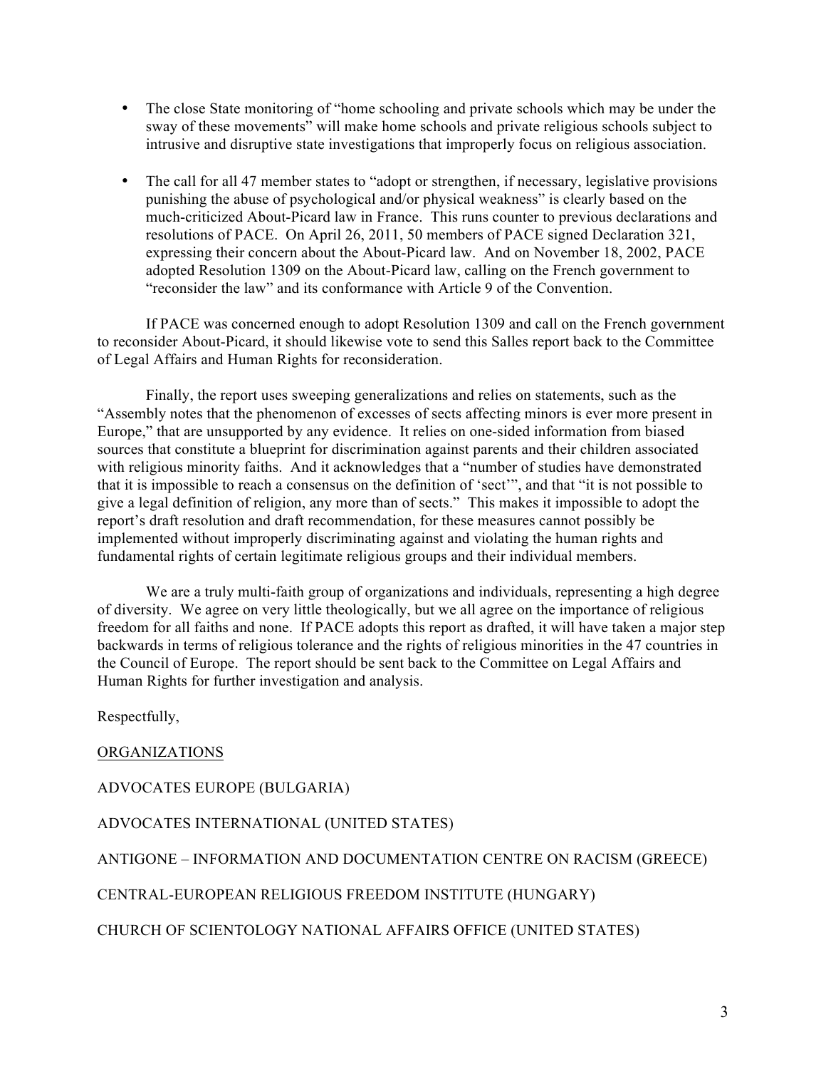- The close State monitoring of "home schooling and private schools which may be under the sway of these movements" will make home schools and private religious schools subject to intrusive and disruptive state investigations that improperly focus on religious association.

- The call for all 47 member states to "adopt or strengthen, if necessary, legislative provisions punishing the abuse of psychological and/or physical weakness" is clearly based on the much-criticized About-Picard law in France. This runs counter to previous declarations and resolutions of PACE. On April 26, 2011, 50 members of PACE signed Declaration 321, expressing their concern about the About-Picard law. And on November 18, 2002, PACE adopted Resolution 1309 on the About-Picard law, calling on the French government to "reconsider the law" and its conformance with Article 9 of the Convention.

If PACE was concerned enough to adopt Resolution 1309 and call on the French government to reconsider About-Picard, it should likewise vote to send this Salles report back to the Committee of Legal Affairs and Human Rights for reconsideration.

Finally, the report uses sweeping generalizations and relies on statements, such as the "Assembly notes that the phenomenon of excesses of sects affecting minors is ever more present in Europe," that are unsupported by any evidence. It relies on one-sided information from biased sources that constitute a blueprint for discrimination against parents and their children associated with religious minority faiths. And it acknowledges that a "number of studies have demonstrated that it is impossible to reach a consensus on the definition of 'sect'", and that "it is not possible to give a legal definition of religion, any more than of sects." This makes it impossible to adopt the report's draft resolution and draft recommendation, for these measures cannot possibly be implemented without improperly discriminating against and violating the human rights and fundamental rights of certain legitimate religious groups and their individual members.

We are a truly multi-faith group of organizations and individuals, representing a high degree of diversity. We agree on very little theologically, but we all agree on the importance of religious freedom for all faiths and none. If PACE adopts this report as drafted, it will have taken a major step backwards in terms of religious tolerance and the rights of religious minorities in the 47 countries in the Council of Europe. The report should be sent back to the Committee on Legal Affairs and Human Rights for further investigation and analysis.

Respectfully,

<u>ORGANIZATIONS</u>

ADVOCATES EUROPE (BULGARIA)

ADVOCATES INTERNATIONAL (UNITED STATES)

ANTIGONE – INFORMATION AND DOCUMENTATION CENTRE ON RACISM (GREECE)

CENTRAL-EUROPEAN RELIGIOUS FREEDOM INSTITUTE (HUNGARY)

CHURCH OF SCIENTOLOGY NATIONAL AFFAIRS OFFICE (UNITED STATES)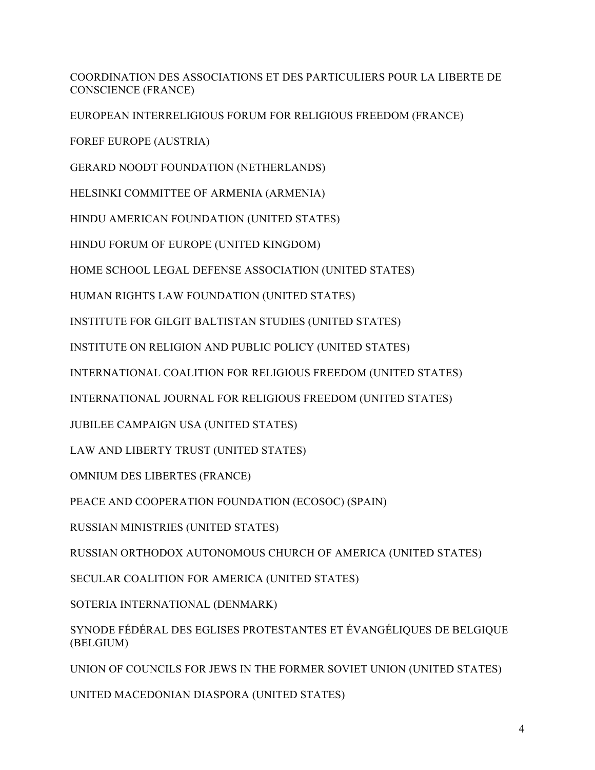COORDINATION DES ASSOCIATIONS ET DES PARTICULIERS POUR LA LIBERTE DE CONSCIENCE (FRANCE)

EUROPEAN INTERRELIGIOUS FORUM FOR RELIGIOUS FREEDOM (FRANCE)

FOREF EUROPE (AUSTRIA)

GERARD NOODT FOUNDATION (NETHERLANDS)

HELSINKI COMMITTEE OF ARMENIA (ARMENIA)

HINDU AMERICAN FOUNDATION (UNITED STATES)

HINDU FORUM OF EUROPE (UNITED KINGDOM)

HOME SCHOOL LEGAL DEFENSE ASSOCIATION (UNITED STATES)

HUMAN RIGHTS LAW FOUNDATION (UNITED STATES)

INSTITUTE FOR GILGIT BALTISTAN STUDIES (UNITED STATES)

INSTITUTE ON RELIGION AND PUBLIC POLICY (UNITED STATES)

INTERNATIONAL COALITION FOR RELIGIOUS FREEDOM (UNITED STATES)

INTERNATIONAL JOURNAL FOR RELIGIOUS FREEDOM (UNITED STATES)

JUBILEE CAMPAIGN USA (UNITED STATES)

LAW AND LIBERTY TRUST (UNITED STATES)

OMNIUM DES LIBERTES (FRANCE)

PEACE AND COOPERATION FOUNDATION (ECOSOC) (SPAIN)

RUSSIAN MINISTRIES (UNITED STATES)

RUSSIAN ORTHODOX AUTONOMOUS CHURCH OF AMERICA (UNITED STATES)

SECULAR COALITION FOR AMERICA (UNITED STATES)

SOTERIA INTERNATIONAL (DENMARK)

SYNODE FÉDÉRAL DES EGLISES PROTESTANTES ET ÉVANGÉLIQUES DE BELGIQUE (BELGIUM)

UNION OF COUNCILS FOR JEWS IN THE FORMER SOVIET UNION (UNITED STATES)

UNITED MACEDONIAN DIASPORA (UNITED STATES)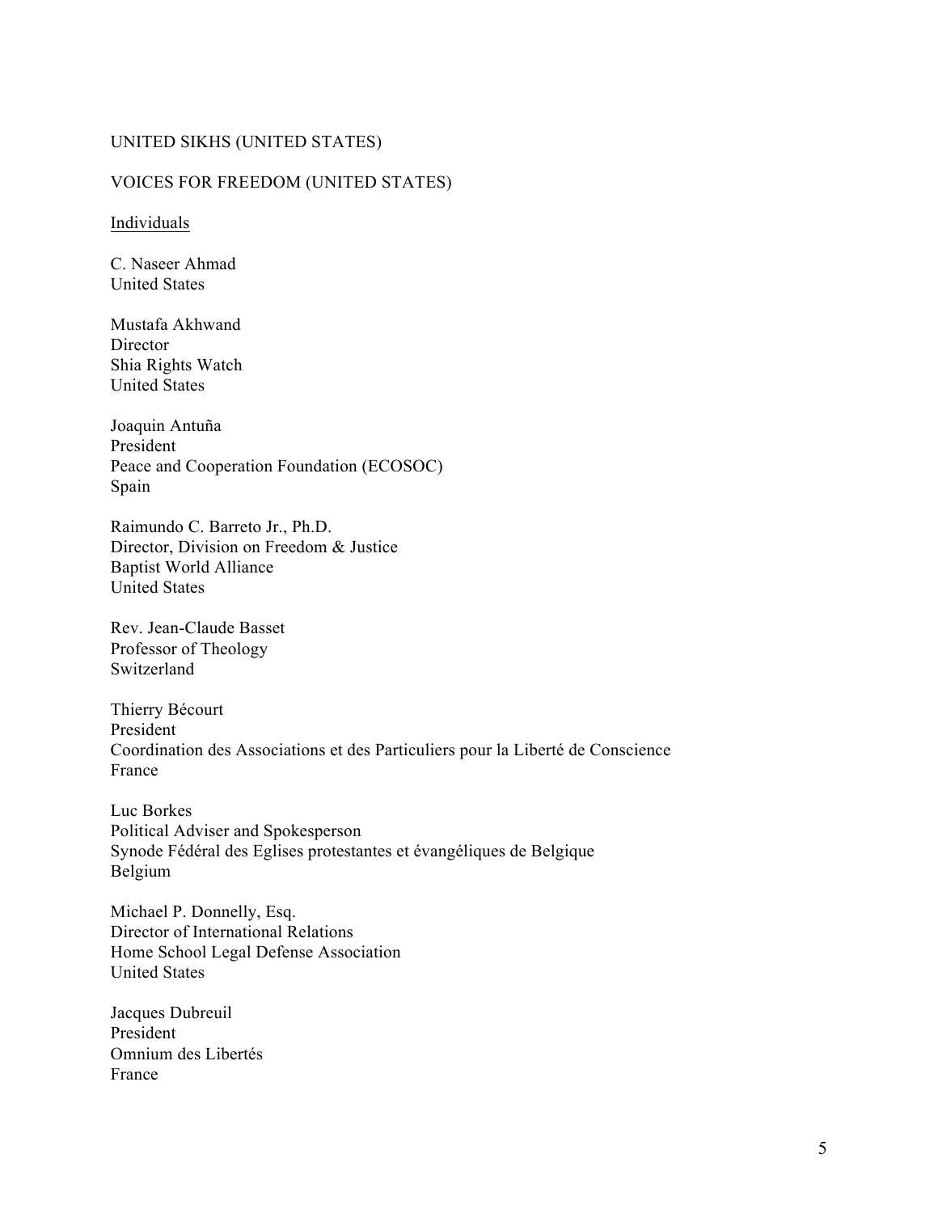UNITED SIKHS (UNITED STATES)

VOICES FOR FREEDOM (UNITED STATES)

<u>Individuals</u>

C. Naseer Ahmad  
United States

Mustafa Akhwand  
Director  
Shia Rights Watch  
United States

Joaquin Antuña  
President  
Peace and Cooperation Foundation (ECOSOC)  
Spain

Raimundo C. Barreto Jr., Ph.D.  
Director, Division on Freedom & Justice  
Baptist World Alliance  
United States

Rev. Jean-Claude Basset  
Professor of Theology  
Switzerland

Thierry Bécourt  
President  
Coordination des Associations et des Particuliers pour la Liberté de Conscience  
France

Luc Borkes  
Political Adviser and Spokesperson  
Synode Fédéral des Eglises protestantes et évangéliques de Belgique  
Belgium

Michael P. Donnelly, Esq.  
Director of International Relations  
Home School Legal Defense Association  
United States

Jacques Dubreuil  
President  
Omnium des Libertés  
France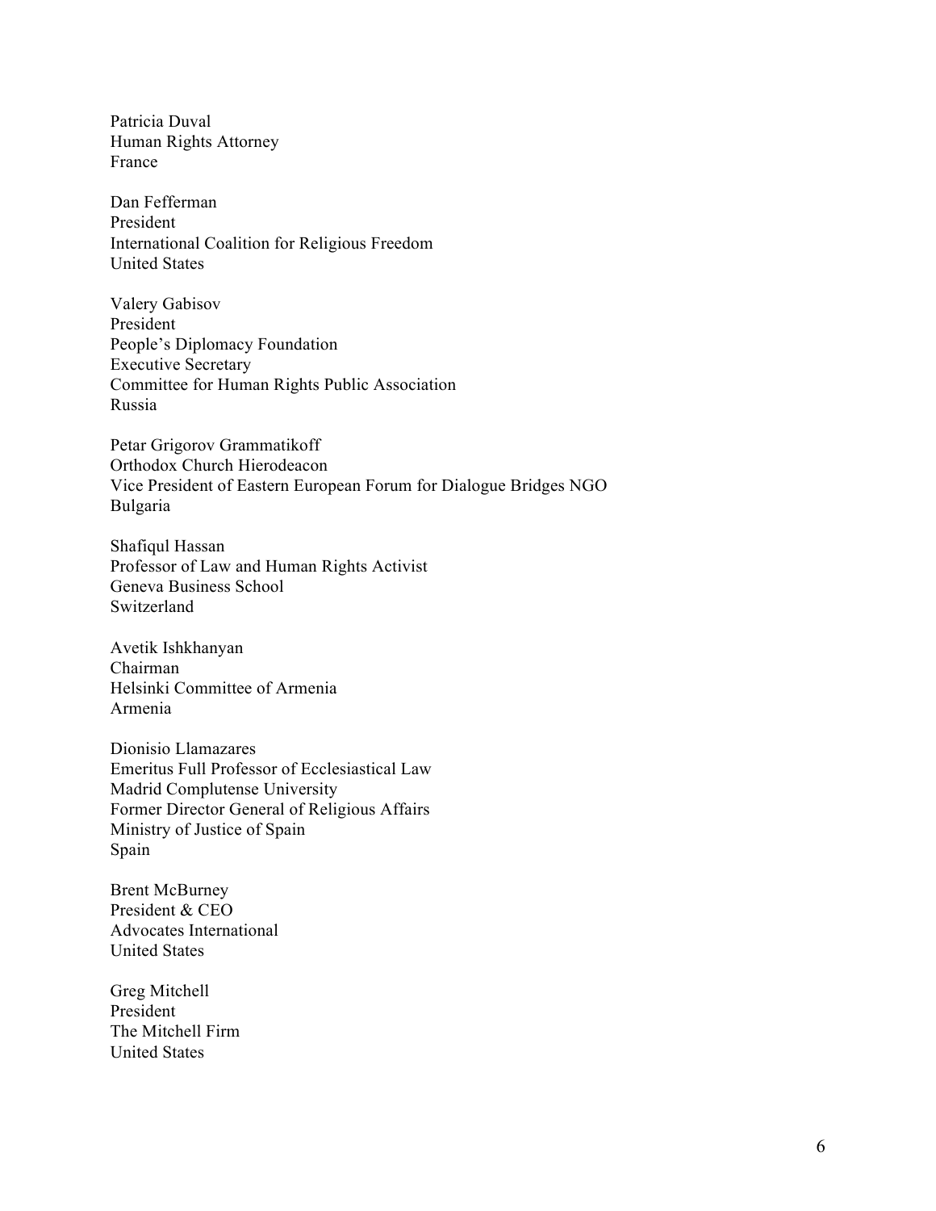Patricia Duval  
Human Rights Attorney  
France

Dan Fefferman  
President  
International Coalition for Religious Freedom  
United States

Valery Gabisov  
President  
People's Diplomacy Foundation  
Executive Secretary  
Committee for Human Rights Public Association  
Russia

Petar Grigorov Grammatikoff  
Orthodox Church Hierodeacon  
Vice President of Eastern European Forum for Dialogue Bridges NGO  
Bulgaria

Shafiqul Hassan  
Professor of Law and Human Rights Activist  
Geneva Business School  
Switzerland

Avetik Ishkhanyan  
Chairman  
Helsinki Committee of Armenia  
Armenia

Dionisio Llamazares  
Emeritus Full Professor of Ecclesiastical Law  
Madrid Complutense University  
Former Director General of Religious Affairs  
Ministry of Justice of Spain  
Spain

Brent McBurney  
President & CEO  
Advocates International  
United States

Greg Mitchell  
President  
The Mitchell Firm  
United States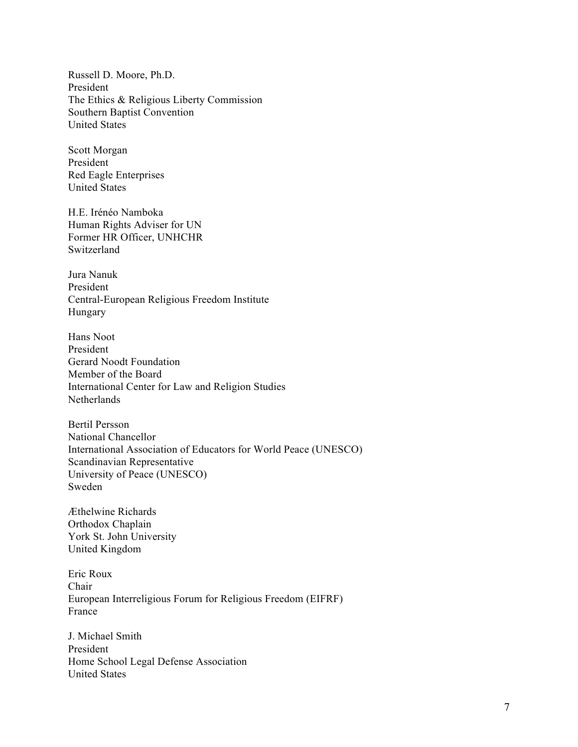Russell D. Moore, Ph.D.
President
The Ethics & Religious Liberty Commission
Southern Baptist Convention
United States

Scott Morgan
President
Red Eagle Enterprises
United States

H.E. Irénéo Namboka
Human Rights Adviser for UN
Former HR Officer, UNHCHR
Switzerland

Jura Nanuk
President
Central-European Religious Freedom Institute
Hungary

Hans Noot
President
Gerard Noodt Foundation
Member of the Board
International Center for Law and Religion Studies
Netherlands

Bertil Persson
National Chancellor
International Association of Educators for World Peace (UNESCO)
Scandinavian Representative
University of Peace (UNESCO)
Sweden

Æthelwine Richards
Orthodox Chaplain
York St. John University
United Kingdom

Eric Roux
Chair
European Interreligious Forum for Religious Freedom (EIFRF)
France

J. Michael Smith
President
Home School Legal Defense Association
United States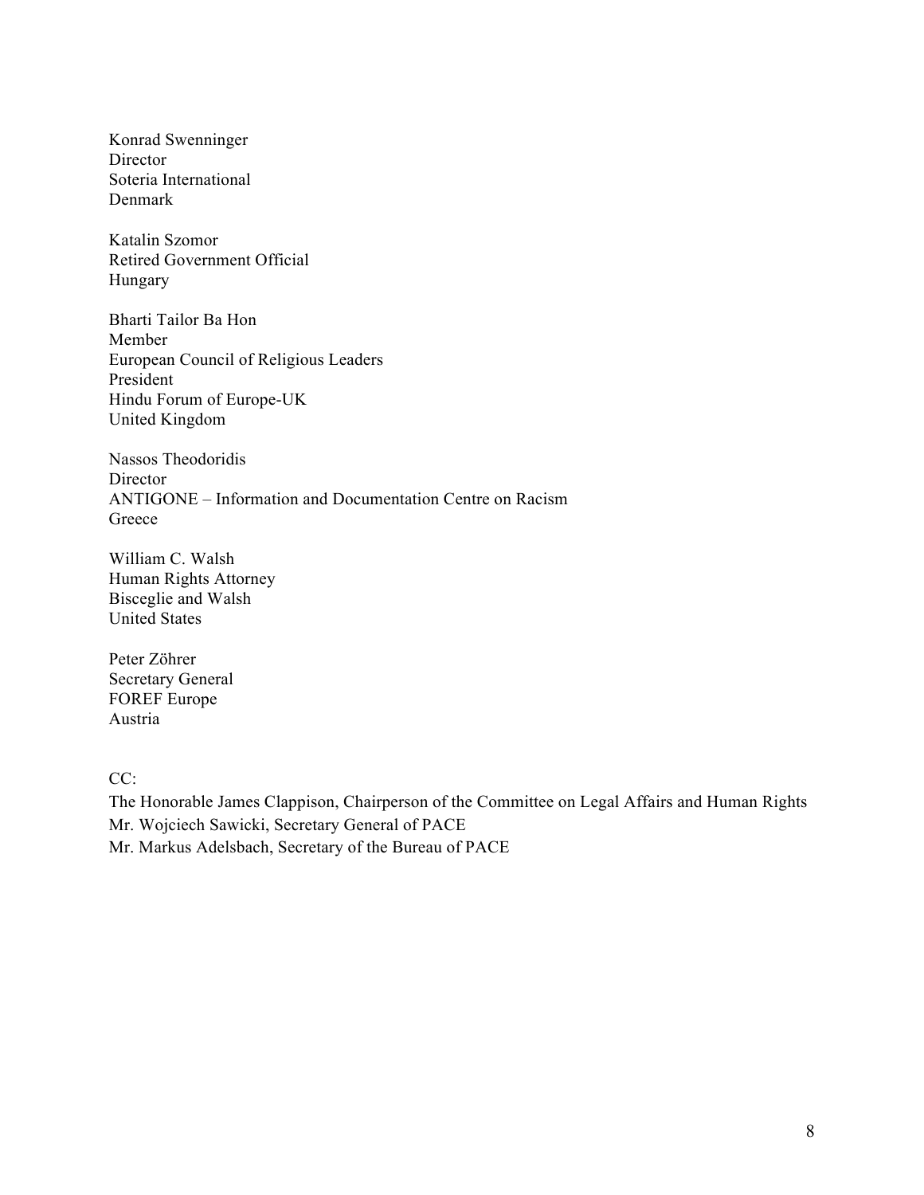Konrad Swenninger
Director
Soteria International
Denmark

Katalin Szomor
Retired Government Official
Hungary

Bharti Tailor Ba Hon
Member
European Council of Religious Leaders
President
Hindu Forum of Europe-UK
United Kingdom

Nassos Theodoridis
Director
ANTIGONE – Information and Documentation Centre on Racism
Greece

William C. Walsh
Human Rights Attorney
Bisceglie and Walsh
United States

Peter Zöhrer
Secretary General
FOREF Europe
Austria

CC:
The Honorable James Clappison, Chairperson of the Committee on Legal Affairs and Human Rights
Mr. Wojciech Sawicki, Secretary General of PACE
Mr. Markus Adelsbach, Secretary of the Bureau of PACE